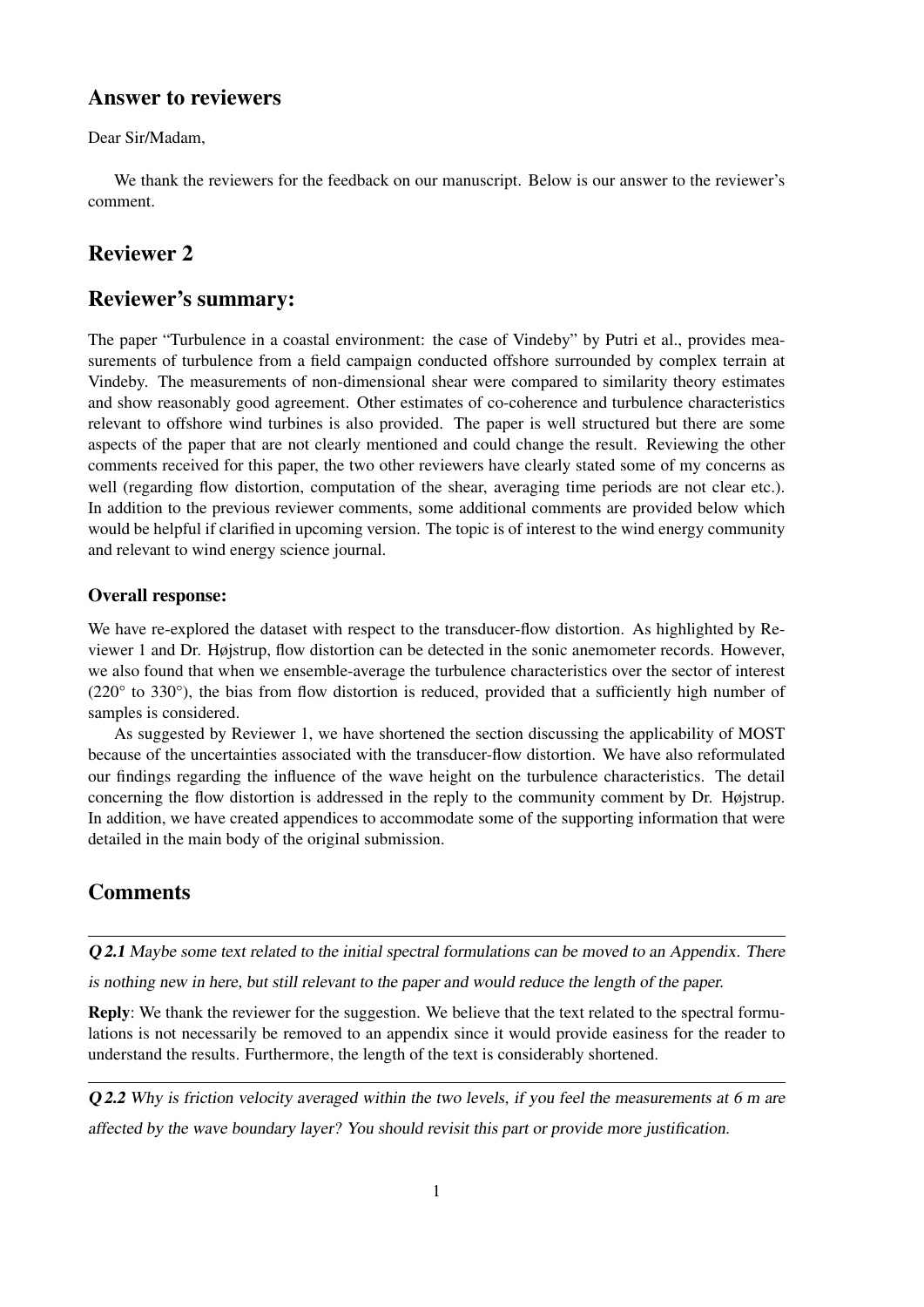## Answer to reviewers

Dear Sir/Madam,

We thank the reviewers for the feedback on our manuscript. Below is our answer to the reviewer's comment.

## Reviewer 2

## Reviewer's summary:

The paper "Turbulence in a coastal environment: the case of Vindeby" by Putri et al., provides measurements of turbulence from a field campaign conducted offshore surrounded by complex terrain at Vindeby. The measurements of non-dimensional shear were compared to similarity theory estimates and show reasonably good agreement. Other estimates of co-coherence and turbulence characteristics relevant to offshore wind turbines is also provided. The paper is well structured but there are some aspects of the paper that are not clearly mentioned and could change the result. Reviewing the other comments received for this paper, the two other reviewers have clearly stated some of my concerns as well (regarding flow distortion, computation of the shear, averaging time periods are not clear etc.). In addition to the previous reviewer comments, some additional comments are provided below which would be helpful if clarified in upcoming version. The topic is of interest to the wind energy community and relevant to wind energy science journal.

### Overall response:

We have re-explored the dataset with respect to the transducer-flow distortion. As highlighted by Reviewer 1 and Dr. Højstrup, flow distortion can be detected in the sonic anemometer records. However, we also found that when we ensemble-average the turbulence characteristics over the sector of interest (220° to 330°), the bias from flow distortion is reduced, provided that a sufficiently high number of samples is considered.

As suggested by Reviewer 1, we have shortened the section discussing the applicability of MOST because of the uncertainties associated with the transducer-flow distortion. We have also reformulated our findings regarding the influence of the wave height on the turbulence characteristics. The detail concerning the flow distortion is addressed in the reply to the community comment by Dr. Højstrup. In addition, we have created appendices to accommodate some of the supporting information that were detailed in the main body of the original submission.

## Comments

---

***Q 2.1*** *Maybe some text related to the initial spectral formulations can be moved to an Appendix. There is nothing new in here, but still relevant to the paper and would reduce the length of the paper.*

**Reply**: We thank the reviewer for the suggestion. We believe that the text related to the spectral formulations is not necessarily be removed to an appendix since it would provide easiness for the reader to understand the results. Furthermore, the length of the text is considerably shortened.

---

***Q 2.2*** *Why is friction velocity averaged within the two levels, if you feel the measurements at 6 m are affected by the wave boundary layer? You should revisit this part or provide more justification.*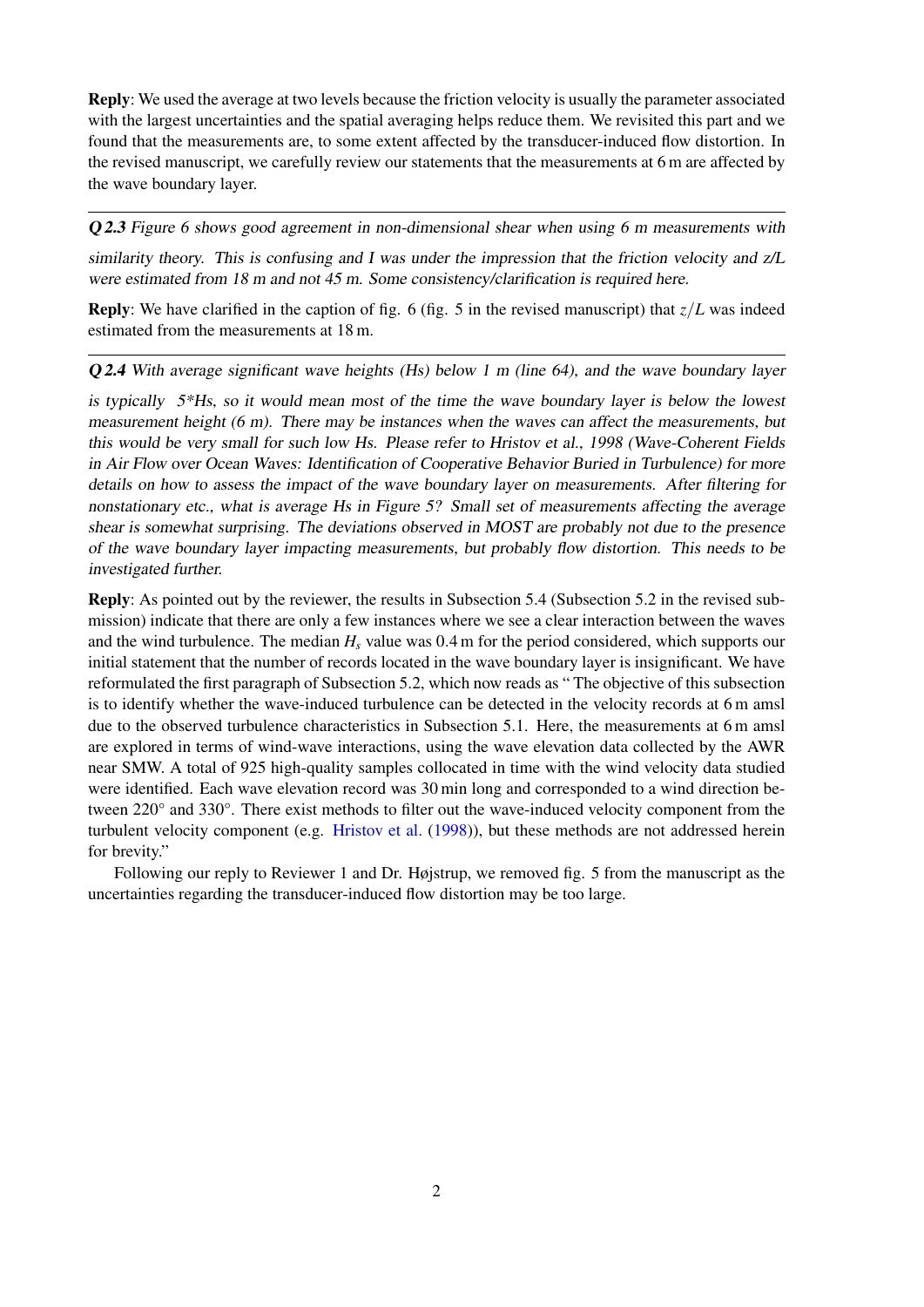**Reply**: We used the average at two levels because the friction velocity is usually the parameter associated with the largest uncertainties and the spatial averaging helps reduce them. We revisited this part and we found that the measurements are, to some extent affected by the transducer-induced flow distortion. In the revised manuscript, we carefully review our statements that the measurements at 6 m are affected by the wave boundary layer.

---

***Q 2.3*** *Figure 6 shows good agreement in non-dimensional shear when using 6 m measurements with similarity theory. This is confusing and I was under the impression that the friction velocity and z/L were estimated from 18 m and not 45 m. Some consistency/clarification is required here.*

**Reply**: We have clarified in the caption of fig. 6 (fig. 5 in the revised manuscript) that $z/L$ was indeed estimated from the measurements at 18 m.

---

***Q 2.4*** *With average significant wave heights (Hs) below 1 m (line 64), and the wave boundary layer is typically 5*Hs, so it would mean most of the time the wave boundary layer is below the lowest measurement height (6 m). There may be instances when the waves can affect the measurements, but this would be very small for such low Hs. Please refer to Hristov et al., 1998 (Wave-Coherent Fields in Air Flow over Ocean Waves: Identification of Cooperative Behavior Buried in Turbulence) for more details on how to assess the impact of the wave boundary layer on measurements. After filtering for nonstationary etc., what is average Hs in Figure 5? Small set of measurements affecting the average shear is somewhat surprising. The deviations observed in MOST are probably not due to the presence of the wave boundary layer impacting measurements, but probably flow distortion. This needs to be investigated further.*

**Reply**: As pointed out by the reviewer, the results in Subsection 5.4 (Subsection 5.2 in the revised submission) indicate that there are only a few instances where we see a clear interaction between the waves and the wind turbulence. The median $H_s$ value was 0.4 m for the period considered, which supports our initial statement that the number of records located in the wave boundary layer is insignificant. We have reformulated the first paragraph of Subsection 5.2, which now reads as " The objective of this subsection is to identify whether the wave-induced turbulence can be detected in the velocity records at 6 m amsl due to the observed turbulence characteristics in Subsection 5.1. Here, the measurements at 6 m amsl are explored in terms of wind-wave interactions, using the wave elevation data collected by the AWR near SMW. A total of 925 high-quality samples collocated in time with the wind velocity data studied were identified. Each wave elevation record was 30 min long and corresponded to a wind direction between 220° and 330°. There exist methods to filter out the wave-induced velocity component from the turbulent velocity component (e.g. Hristov et al. (1998)), but these methods are not addressed herein for brevity."

Following our reply to Reviewer 1 and Dr. Højstrup, we removed fig. 5 from the manuscript as the uncertainties regarding the transducer-induced flow distortion may be too large.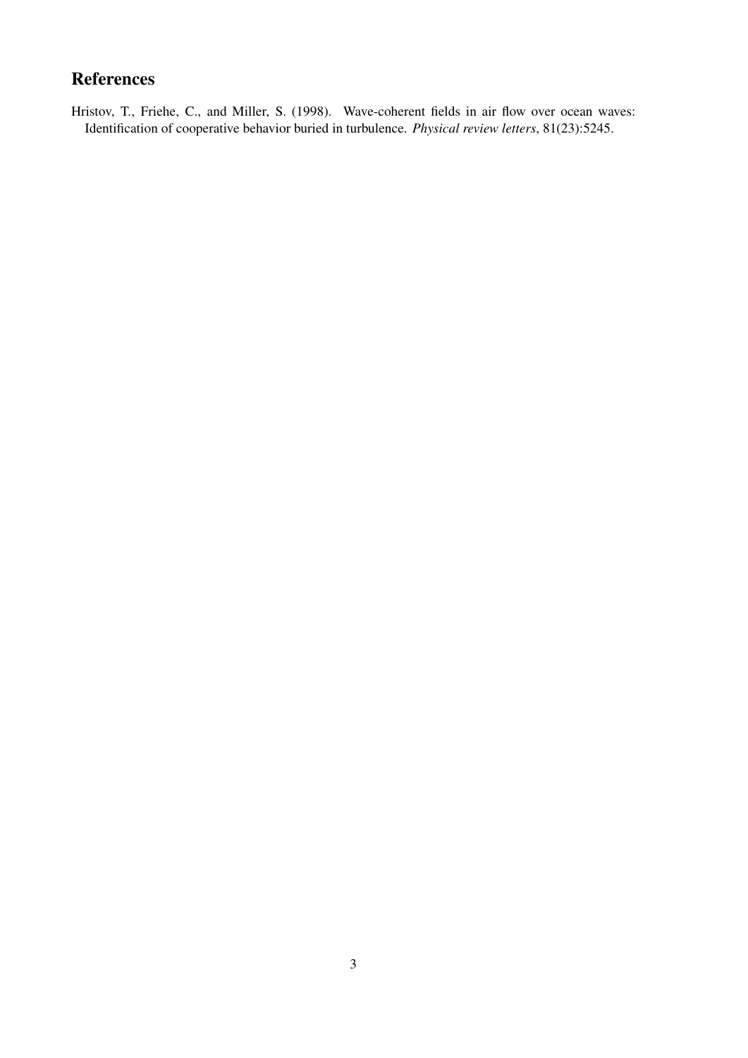## References

Hristov, T., Friehe, C., and Miller, S. (1998). Wave-coherent fields in air flow over ocean waves: Identification of cooperative behavior buried in turbulence. *Physical review letters*, 81(23):5245.